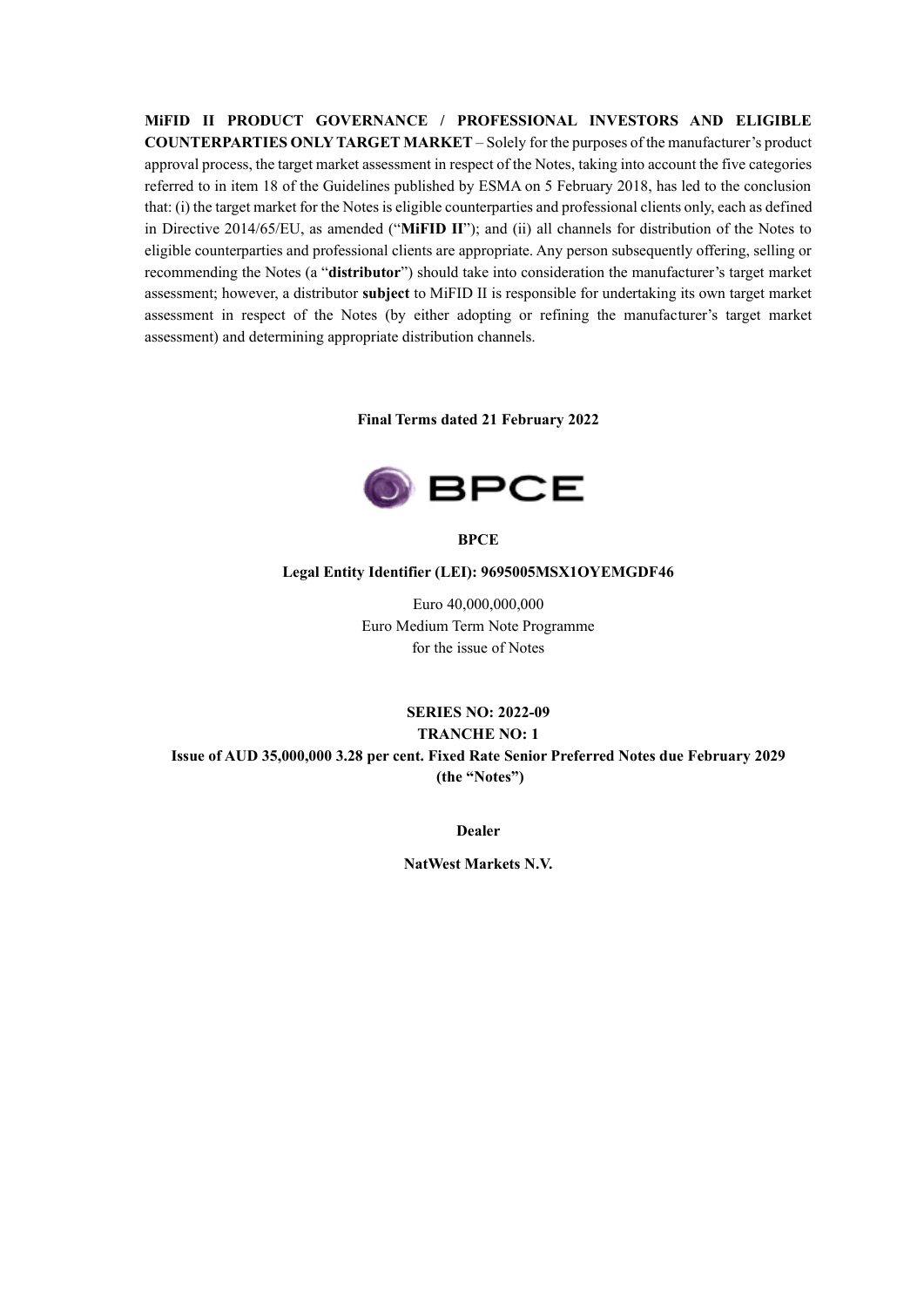**MiFID II PRODUCT GOVERNANCE / PROFESSIONAL INVESTORS AND ELIGIBLE COUNTERPARTIES ONLY TARGET MARKET** – Solely for the purposes of the manufacturer's product approval process, the target market assessment in respect of the Notes, taking into account the five categories referred to in item 18 of the Guidelines published by ESMA on 5 February 2018, has led to the conclusion that: (i) the target market for the Notes is eligible counterparties and professional clients only, each as defined in Directive 2014/65/EU, as amended ("**MiFID II**"); and (ii) all channels for distribution of the Notes to eligible counterparties and professional clients are appropriate. Any person subsequently offering, selling or recommending the Notes (a "**distributor**") should take into consideration the manufacturer's target market assessment; however, a distributor **subject** to MiFID II is responsible for undertaking its own target market assessment in respect of the Notes (by either adopting or refining the manufacturer's target market assessment) and determining appropriate distribution channels.

**Final Terms dated 21 February 2022**

BPCE

**BPCE**

**Legal Entity Identifier (LEI): 9695005MSX1OYEMGDF46**

Euro 40,000,000,000
Euro Medium Term Note Programme
for the issue of Notes

**SERIES NO: 2022-09**

**TRANCHE NO: 1**

**Issue of AUD 35,000,000 3.28 per cent. Fixed Rate Senior Preferred Notes due February 2029 (the "Notes")**

**Dealer**

**NatWest Markets N.V.**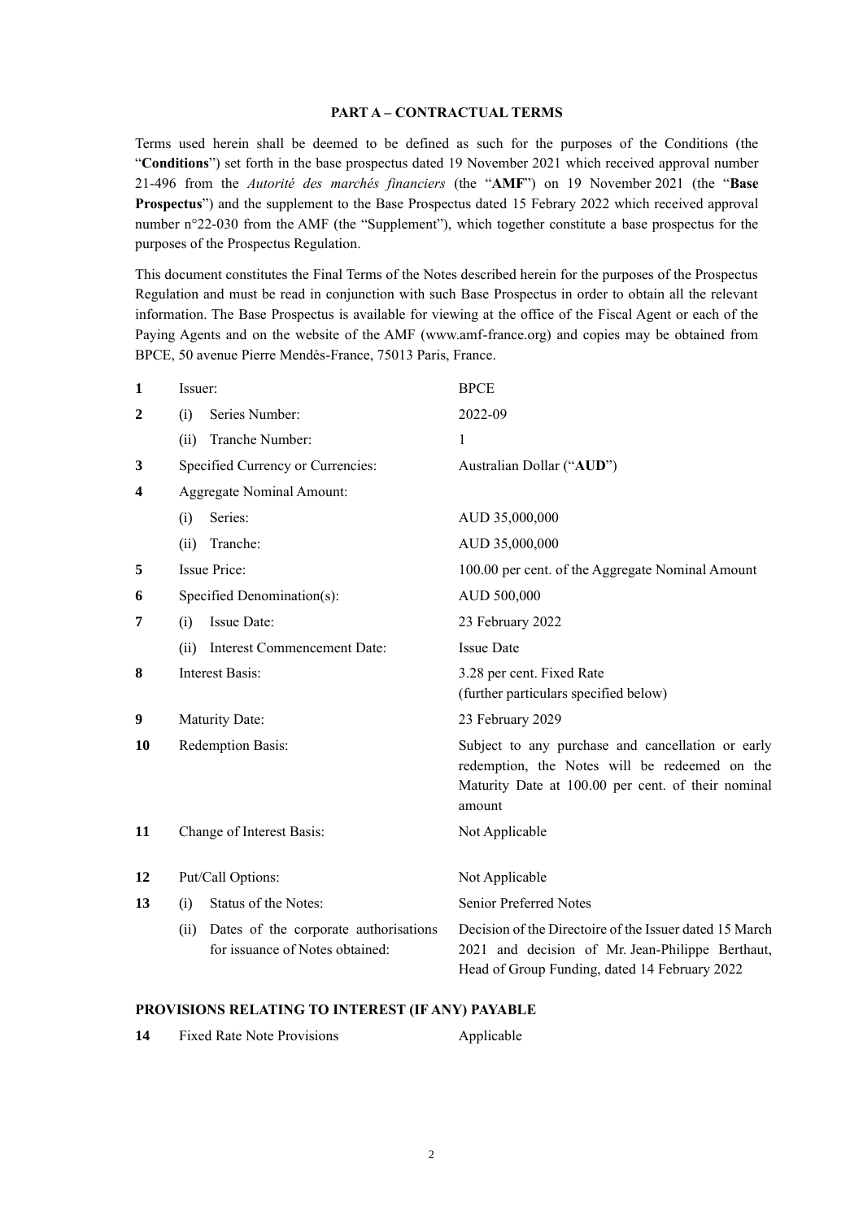## PART A – CONTRACTUAL TERMS

Terms used herein shall be deemed to be defined as such for the purposes of the Conditions (the "**Conditions**") set forth in the base prospectus dated 19 November 2021 which received approval number 21-496 from the *Autorité des marchés financiers* (the "**AMF**") on 19 November 2021 (the "**Base Prospectus**") and the supplement to the Base Prospectus dated 15 Febrary 2022 which received approval number n°22-030 from the AMF (the "Supplement"), which together constitute a base prospectus for the purposes of the Prospectus Regulation.

This document constitutes the Final Terms of the Notes described herein for the purposes of the Prospectus Regulation and must be read in conjunction with such Base Prospectus in order to obtain all the relevant information. The Base Prospectus is available for viewing at the office of the Fiscal Agent or each of the Paying Agents and on the website of the AMF (www.amf-france.org) and copies may be obtained from BPCE, 50 avenue Pierre Mendès-France, 75013 Paris, France.

| | | |
|---|---|---|
| **1** | Issuer: | BPCE |
| **2** | (i) Series Number: | 2022-09 |
| | (ii) Tranche Number: | 1 |
| **3** | Specified Currency or Currencies: | Australian Dollar ("**AUD**") |
| **4** | Aggregate Nominal Amount: | |
| | (i) Series: | AUD 35,000,000 |
| | (ii) Tranche: | AUD 35,000,000 |
| **5** | Issue Price: | 100.00 per cent. of the Aggregate Nominal Amount |
| **6** | Specified Denomination(s): | AUD 500,000 |
| **7** | (i) Issue Date: | 23 February 2022 |
| | (ii) Interest Commencement Date: | Issue Date |
| **8** | Interest Basis: | 3.28 per cent. Fixed Rate (further particulars specified below) |
| **9** | Maturity Date: | 23 February 2029 |
| **10** | Redemption Basis: | Subject to any purchase and cancellation or early redemption, the Notes will be redeemed on the Maturity Date at 100.00 per cent. of their nominal amount |
| **11** | Change of Interest Basis: | Not Applicable |
| **12** | Put/Call Options: | Not Applicable |
| **13** | (i) Status of the Notes: | Senior Preferred Notes |
| | (ii) Dates of the corporate authorisations for issuance of Notes obtained: | Decision of the Directoire of the Issuer dated 15 March 2021 and decision of Mr. Jean-Philippe Berthaut, Head of Group Funding, dated 14 February 2022 |

### PROVISIONS RELATING TO INTEREST (IF ANY) PAYABLE

| | | |
|---|---|---|
| **14** | Fixed Rate Note Provisions | Applicable |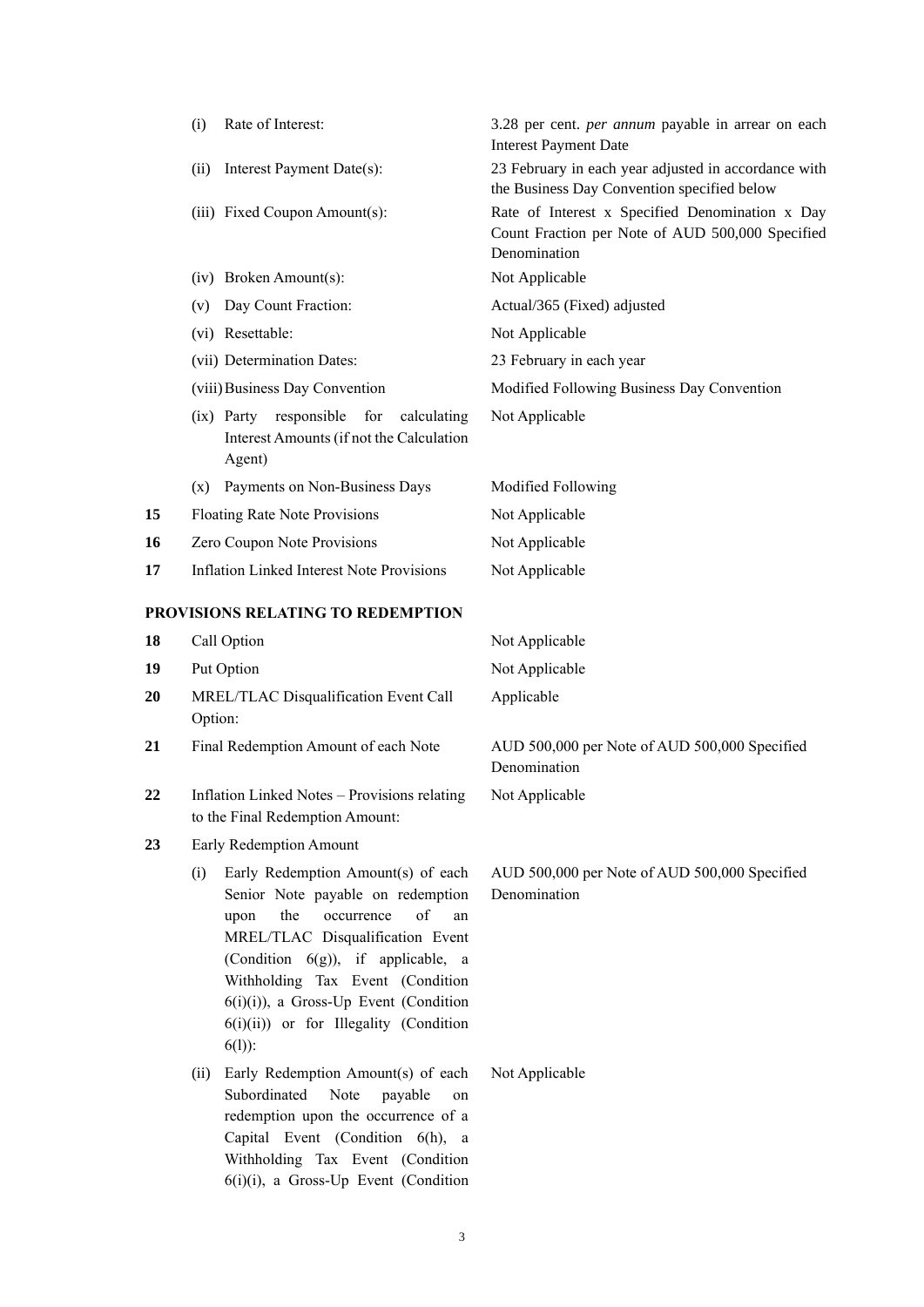| | | |
|---|---|---|
| | (i) Rate of Interest: | 3.28 per cent. *per annum* payable in arrear on each Interest Payment Date |
| | (ii) Interest Payment Date(s): | 23 February in each year adjusted in accordance with the Business Day Convention specified below |
| | (iii) Fixed Coupon Amount(s): | Rate of Interest x Specified Denomination x Day Count Fraction per Note of AUD 500,000 Specified Denomination |
| | (iv) Broken Amount(s): | Not Applicable |
| | (v) Day Count Fraction: | Actual/365 (Fixed) adjusted |
| | (vi) Resettable: | Not Applicable |
| | (vii) Determination Dates: | 23 February in each year |
| | (viii) Business Day Convention | Modified Following Business Day Convention |
| | (ix) Party responsible for calculating Interest Amounts (if not the Calculation Agent) | Not Applicable |
| | (x) Payments on Non-Business Days | Modified Following |
| **15** | Floating Rate Note Provisions | Not Applicable |
| **16** | Zero Coupon Note Provisions | Not Applicable |
| **17** | Inflation Linked Interest Note Provisions | Not Applicable |

**PROVISIONS RELATING TO REDEMPTION**

| | | |
|---|---|---|
| **18** | Call Option | Not Applicable |
| **19** | Put Option | Not Applicable |
| **20** | MREL/TLAC Disqualification Event Call Option: | Applicable |
| **21** | Final Redemption Amount of each Note | AUD 500,000 per Note of AUD 500,000 Specified Denomination |
| **22** | Inflation Linked Notes – Provisions relating to the Final Redemption Amount: | Not Applicable |
| **23** | Early Redemption Amount | |
| | (i) Early Redemption Amount(s) of each Senior Note payable on redemption upon the occurrence of an MREL/TLAC Disqualification Event (Condition 6(g)), if applicable, a Withholding Tax Event (Condition 6(i)(i)), a Gross-Up Event (Condition 6(i)(ii)) or for Illegality (Condition 6(l)): | AUD 500,000 per Note of AUD 500,000 Specified Denomination |
| | (ii) Early Redemption Amount(s) of each Subordinated Note payable on redemption upon the occurrence of a Capital Event (Condition 6(h), a Withholding Tax Event (Condition 6(i)(i), a Gross-Up Event (Condition | Not Applicable |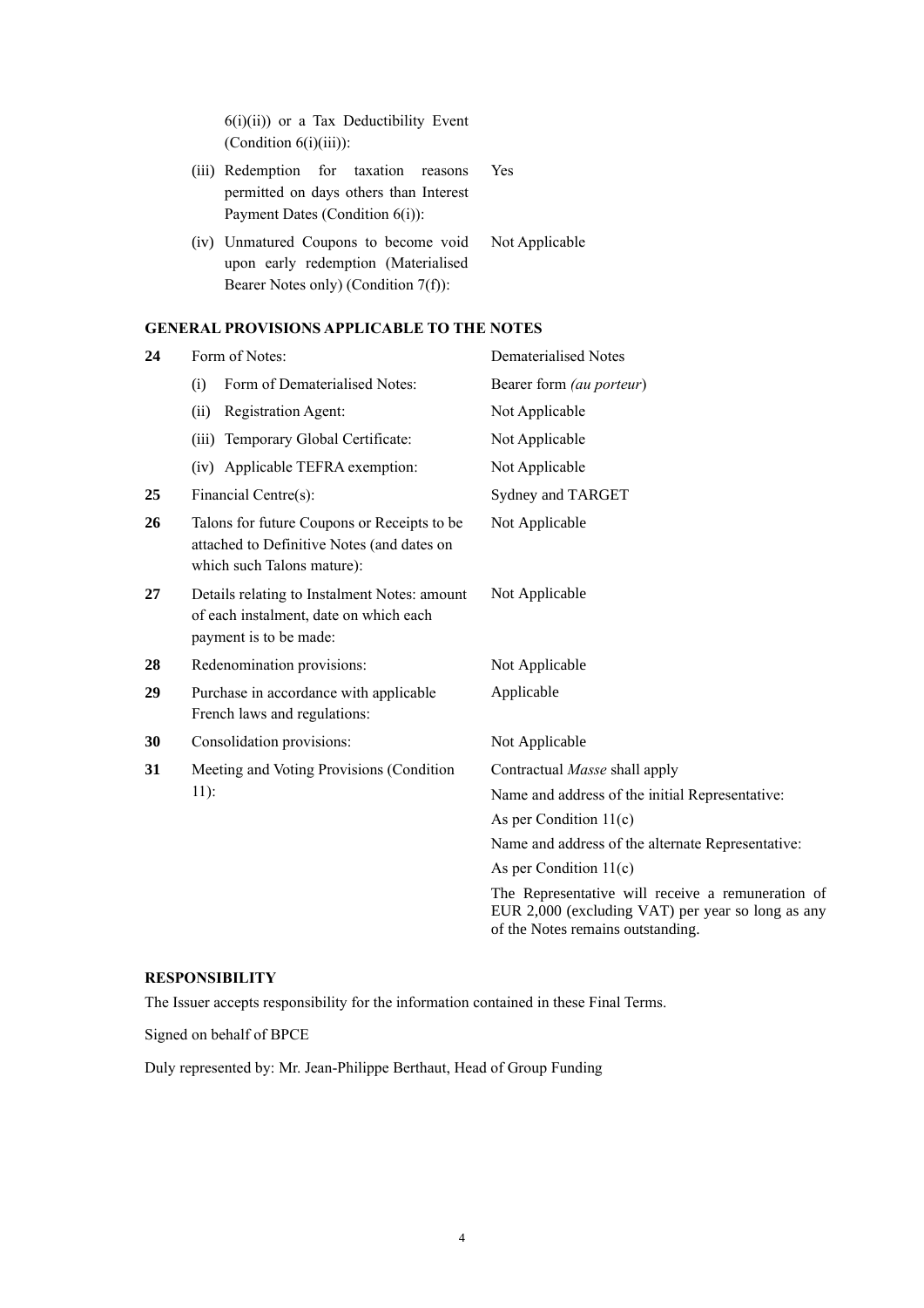| | | |
|---|---|---|
| | 6(i)(ii)) or a Tax Deductibility Event (Condition 6(i)(iii)): | |
| | (iii) Redemption for taxation reasons permitted on days others than Interest Payment Dates (Condition 6(i)): | Yes |
| | (iv) Unmatured Coupons to become void upon early redemption (Materialised Bearer Notes only) (Condition 7(f)): | Not Applicable |

**GENERAL PROVISIONS APPLICABLE TO THE NOTES**

| | | |
|---|---|---|
| **24** | Form of Notes: | Dematerialised Notes |
| | (i) Form of Dematerialised Notes: | Bearer form *(au porteur)* |
| | (ii) Registration Agent: | Not Applicable |
| | (iii) Temporary Global Certificate: | Not Applicable |
| | (iv) Applicable TEFRA exemption: | Not Applicable |
| **25** | Financial Centre(s): | Sydney and TARGET |
| **26** | Talons for future Coupons or Receipts to be attached to Definitive Notes (and dates on which such Talons mature): | Not Applicable |
| **27** | Details relating to Instalment Notes: amount of each instalment, date on which each payment is to be made: | Not Applicable |
| **28** | Redenomination provisions: | Not Applicable |
| **29** | Purchase in accordance with applicable French laws and regulations: | Applicable |
| **30** | Consolidation provisions: | Not Applicable |
| **31** | Meeting and Voting Provisions (Condition 11): | Contractual *Masse* shall apply<br>Name and address of the initial Representative:<br>As per Condition 11(c)<br>Name and address of the alternate Representative:<br>As per Condition 11(c)<br>The Representative will receive a remuneration of EUR 2,000 (excluding VAT) per year so long as any of the Notes remains outstanding. |

**RESPONSIBILITY**

The Issuer accepts responsibility for the information contained in these Final Terms.

Signed on behalf of BPCE

Duly represented by: Mr. Jean-Philippe Berthaut, Head of Group Funding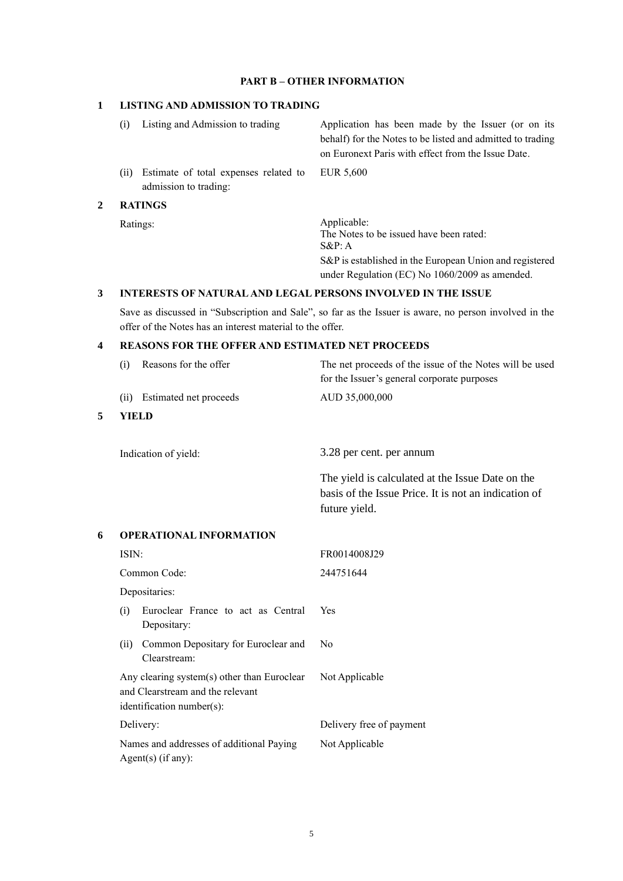## PART B – OTHER INFORMATION

### 1 LISTING AND ADMISSION TO TRADING

| | |
|---|---|
| (i) Listing and Admission to trading | Application has been made by the Issuer (or on its behalf) for the Notes to be listed and admitted to trading on Euronext Paris with effect from the Issue Date. |
| (ii) Estimate of total expenses related to admission to trading: | EUR 5,600 |

### 2 RATINGS

| | |
|---|---|
| Ratings: | Applicable:<br>The Notes to be issued have been rated:<br>S&P: A<br>S&P is established in the European Union and registered under Regulation (EC) No 1060/2009 as amended. |

### 3 INTERESTS OF NATURAL AND LEGAL PERSONS INVOLVED IN THE ISSUE

Save as discussed in "Subscription and Sale", so far as the Issuer is aware, no person involved in the offer of the Notes has an interest material to the offer.

### 4 REASONS FOR THE OFFER AND ESTIMATED NET PROCEEDS

| | |
|---|---|
| (i) Reasons for the offer | The net proceeds of the issue of the Notes will be used for the Issuer's general corporate purposes |
| (ii) Estimated net proceeds | AUD 35,000,000 |

### 5 YIELD

| | |
|---|---|
| Indication of yield: | 3.28 per cent. per annum<br><br>The yield is calculated at the Issue Date on the basis of the Issue Price. It is not an indication of future yield. |

### 6 OPERATIONAL INFORMATION

| | |
|---|---|
| ISIN: | FR0014008J29 |
| Common Code: | 244751644 |
| Depositaries: | |
| (i) Euroclear France to act as Central Depositary: | Yes |
| (ii) Common Depositary for Euroclear and Clearstream: | No |
| Any clearing system(s) other than Euroclear and Clearstream and the relevant identification number(s): | Not Applicable |
| Delivery: | Delivery free of payment |
| Names and addresses of additional Paying Agent(s) (if any): | Not Applicable |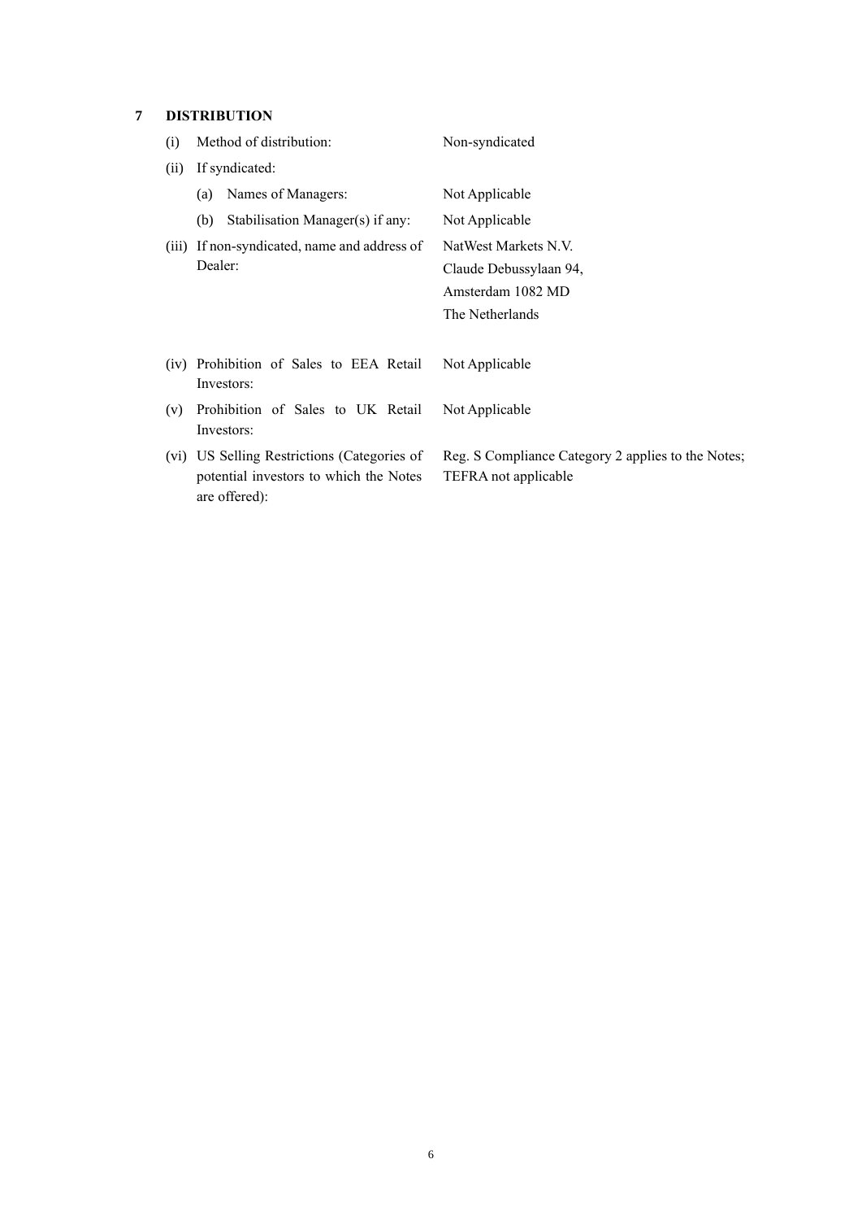## 7 DISTRIBUTION

| | |
|---|---|
| (i) Method of distribution: | Non-syndicated |
| (ii) If syndicated: | |
| (a) Names of Managers: | Not Applicable |
| (b) Stabilisation Manager(s) if any: | Not Applicable |
| (iii) If non-syndicated, name and address of Dealer: | NatWest Markets N.V.<br>Claude Debussylaan 94,<br>Amsterdam 1082 MD<br>The Netherlands |
| (iv) Prohibition of Sales to EEA Retail Investors: | Not Applicable |
| (v) Prohibition of Sales to UK Retail Investors: | Not Applicable |
| (vi) US Selling Restrictions (Categories of potential investors to which the Notes are offered): | Reg. S Compliance Category 2 applies to the Notes; TEFRA not applicable |